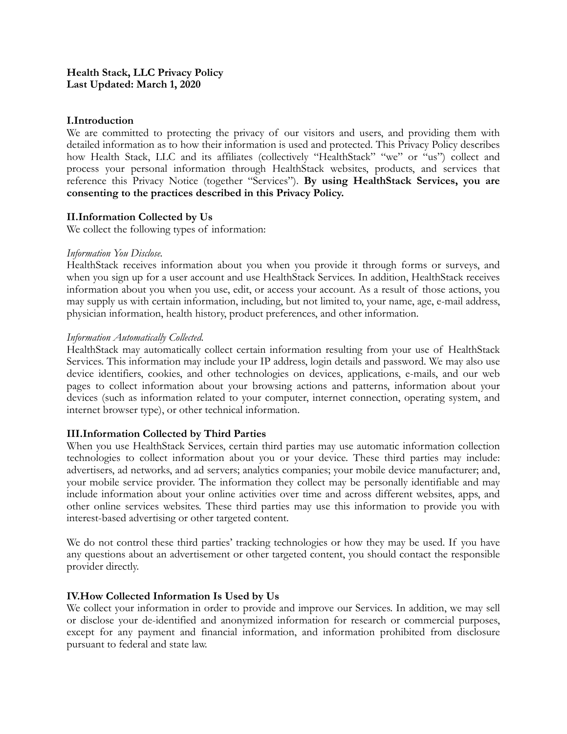**Health Stack, LLC Privacy Policy**
**Last Updated: March 1, 2020**

## I.Introduction

We are committed to protecting the privacy of our visitors and users, and providing them with detailed information as to how their information is used and protected. This Privacy Policy describes how Health Stack, LLC and its affiliates (collectively "HealthStack" "we" or "us") collect and process your personal information through HealthStack websites, products, and services that reference this Privacy Notice (together "Services"). **By using HealthStack Services, you are consenting to the practices described in this Privacy Policy.**

## II.Information Collected by Us

We collect the following types of information:

*Information You Disclose.*

HealthStack receives information about you when you provide it through forms or surveys, and when you sign up for a user account and use HealthStack Services. In addition, HealthStack receives information about you when you use, edit, or access your account. As a result of those actions, you may supply us with certain information, including, but not limited to, your name, age, e-mail address, physician information, health history, product preferences, and other information.

*Information Automatically Collected.*

HealthStack may automatically collect certain information resulting from your use of HealthStack Services. This information may include your IP address, login details and password. We may also use device identifiers, cookies, and other technologies on devices, applications, e-mails, and our web pages to collect information about your browsing actions and patterns, information about your devices (such as information related to your computer, internet connection, operating system, and internet browser type), or other technical information.

## III.Information Collected by Third Parties

When you use HealthStack Services, certain third parties may use automatic information collection technologies to collect information about you or your device. These third parties may include: advertisers, ad networks, and ad servers; analytics companies; your mobile device manufacturer; and, your mobile service provider. The information they collect may be personally identifiable and may include information about your online activities over time and across different websites, apps, and other online services websites. These third parties may use this information to provide you with interest-based advertising or other targeted content.

We do not control these third parties' tracking technologies or how they may be used. If you have any questions about an advertisement or other targeted content, you should contact the responsible provider directly.

## IV.How Collected Information Is Used by Us

We collect your information in order to provide and improve our Services. In addition, we may sell or disclose your de-identified and anonymized information for research or commercial purposes, except for any payment and financial information, and information prohibited from disclosure pursuant to federal and state law.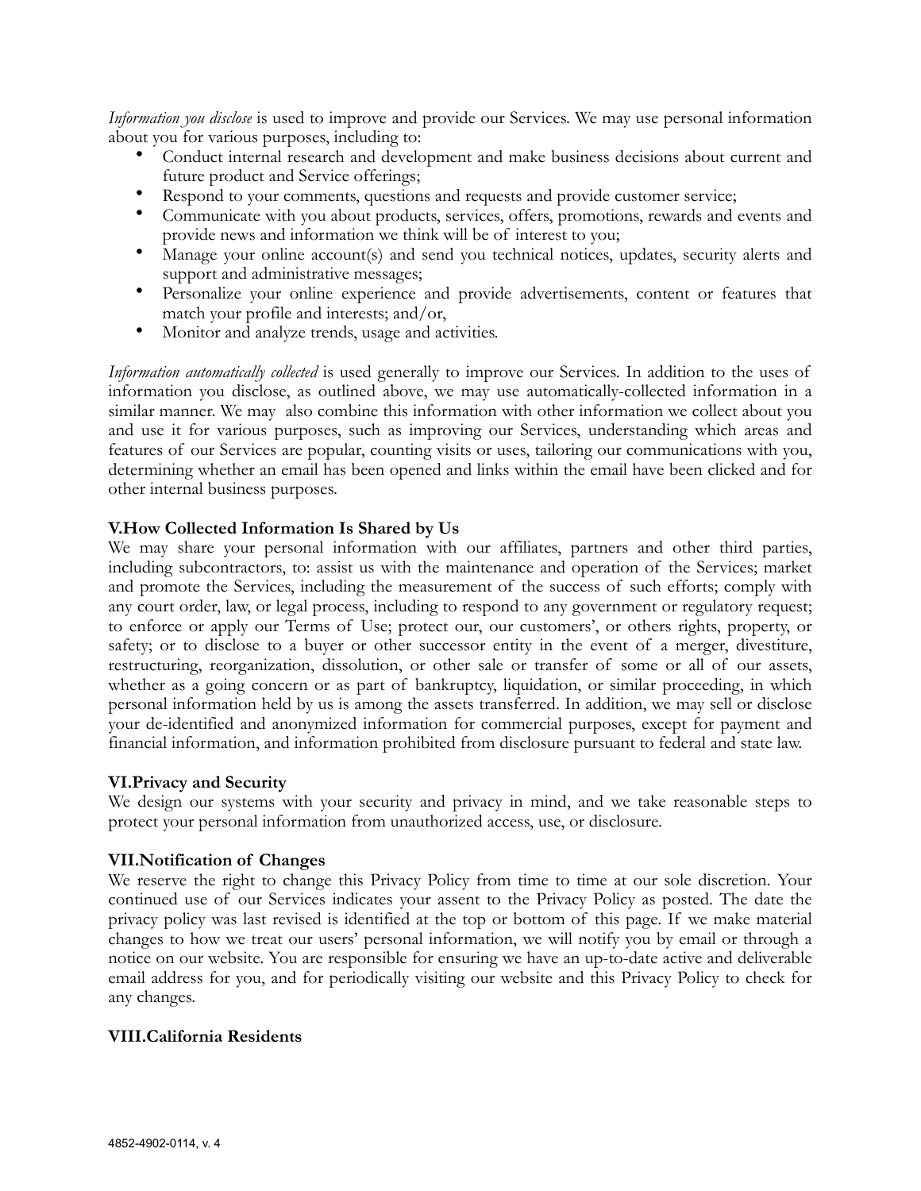*Information you disclose* is used to improve and provide our Services. We may use personal information about you for various purposes, including to:

- Conduct internal research and development and make business decisions about current and future product and Service offerings;
- Respond to your comments, questions and requests and provide customer service;
- Communicate with you about products, services, offers, promotions, rewards and events and provide news and information we think will be of interest to you;
- Manage your online account(s) and send you technical notices, updates, security alerts and support and administrative messages;
- Personalize your online experience and provide advertisements, content or features that match your profile and interests; and/or,
- Monitor and analyze trends, usage and activities.

*Information automatically collected* is used generally to improve our Services. In addition to the uses of information you disclose, as outlined above, we may use automatically-collected information in a similar manner. We may also combine this information with other information we collect about you and use it for various purposes, such as improving our Services, understanding which areas and features of our Services are popular, counting visits or uses, tailoring our communications with you, determining whether an email has been opened and links within the email have been clicked and for other internal business purposes.

**V.How Collected Information Is Shared by Us**

We may share your personal information with our affiliates, partners and other third parties, including subcontractors, to: assist us with the maintenance and operation of the Services; market and promote the Services, including the measurement of the success of such efforts; comply with any court order, law, or legal process, including to respond to any government or regulatory request; to enforce or apply our Terms of Use; protect our, our customers', or others rights, property, or safety; or to disclose to a buyer or other successor entity in the event of a merger, divestiture, restructuring, reorganization, dissolution, or other sale or transfer of some or all of our assets, whether as a going concern or as part of bankruptcy, liquidation, or similar proceeding, in which personal information held by us is among the assets transferred. In addition, we may sell or disclose your de-identified and anonymized information for commercial purposes, except for payment and financial information, and information prohibited from disclosure pursuant to federal and state law.

**VI.Privacy and Security**

We design our systems with your security and privacy in mind, and we take reasonable steps to protect your personal information from unauthorized access, use, or disclosure.

**VII.Notification of Changes**

We reserve the right to change this Privacy Policy from time to time at our sole discretion. Your continued use of our Services indicates your assent to the Privacy Policy as posted. The date the privacy policy was last revised is identified at the top or bottom of this page. If we make material changes to how we treat our users' personal information, we will notify you by email or through a notice on our website. You are responsible for ensuring we have an up-to-date active and deliverable email address for you, and for periodically visiting our website and this Privacy Policy to check for any changes.

**VIII.California Residents**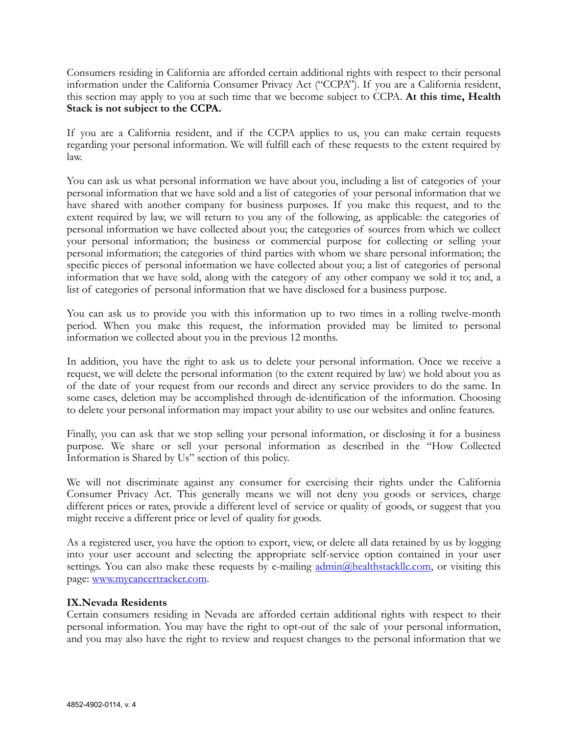Consumers residing in California are afforded certain additional rights with respect to their personal information under the California Consumer Privacy Act ("CCPA"). If you are a California resident, this section may apply to you at such time that we become subject to CCPA. **At this time, Health Stack is not subject to the CCPA.**

If you are a California resident, and if the CCPA applies to us, you can make certain requests regarding your personal information. We will fulfill each of these requests to the extent required by law.

You can ask us what personal information we have about you, including a list of categories of your personal information that we have sold and a list of categories of your personal information that we have shared with another company for business purposes. If you make this request, and to the extent required by law, we will return to you any of the following, as applicable: the categories of personal information we have collected about you; the categories of sources from which we collect your personal information; the business or commercial purpose for collecting or selling your personal information; the categories of third parties with whom we share personal information; the specific pieces of personal information we have collected about you; a list of categories of personal information that we have sold, along with the category of any other company we sold it to; and, a list of categories of personal information that we have disclosed for a business purpose.

You can ask us to provide you with this information up to two times in a rolling twelve-month period. When you make this request, the information provided may be limited to personal information we collected about you in the previous 12 months.

In addition, you have the right to ask us to delete your personal information. Once we receive a request, we will delete the personal information (to the extent required by law) we hold about you as of the date of your request from our records and direct any service providers to do the same. In some cases, deletion may be accomplished through de-identification of the information. Choosing to delete your personal information may impact your ability to use our websites and online features.

Finally, you can ask that we stop selling your personal information, or disclosing it for a business purpose. We share or sell your personal information as described in the "How Collected Information is Shared by Us" section of this policy.

We will not discriminate against any consumer for exercising their rights under the California Consumer Privacy Act. This generally means we will not deny you goods or services, charge different prices or rates, provide a different level of service or quality of goods, or suggest that you might receive a different price or level of quality for goods.

As a registered user, you have the option to export, view, or delete all data retained by us by logging into your user account and selecting the appropriate self-service option contained in your user settings. You can also make these requests by e-mailing [admin@healthstackllc.com](mailto:admin@healthstackllc.com), or visiting this page: [www.mycancertracker.com](http://www.mycancertracker.com).

## IX. Nevada Residents

Certain consumers residing in Nevada are afforded certain additional rights with respect to their personal information. You may have the right to opt-out of the sale of your personal information, and you may also have the right to review and request changes to the personal information that we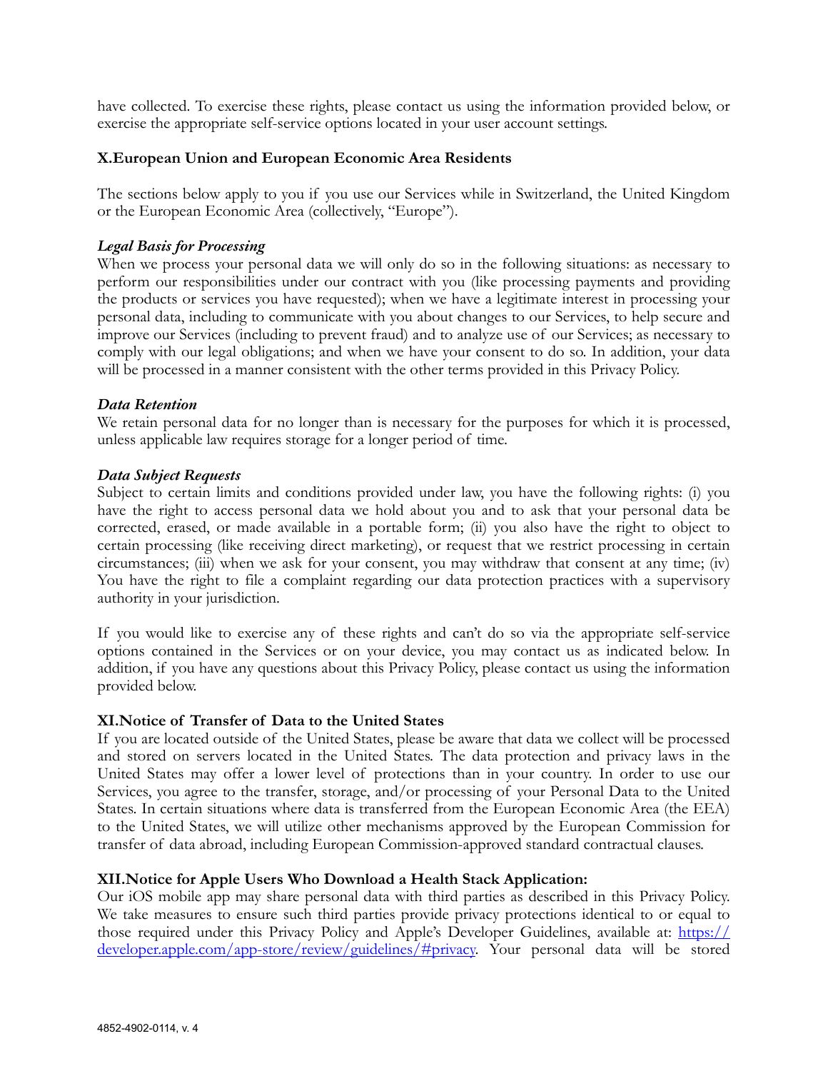have collected. To exercise these rights, please contact us using the information provided below, or exercise the appropriate self-service options located in your user account settings.

## X.European Union and European Economic Area Residents

The sections below apply to you if you use our Services while in Switzerland, the United Kingdom or the European Economic Area (collectively, "Europe").

***Legal Basis for Processing***

When we process your personal data we will only do so in the following situations: as necessary to perform our responsibilities under our contract with you (like processing payments and providing the products or services you have requested); when we have a legitimate interest in processing your personal data, including to communicate with you about changes to our Services, to help secure and improve our Services (including to prevent fraud) and to analyze use of our Services; as necessary to comply with our legal obligations; and when we have your consent to do so. In addition, your data will be processed in a manner consistent with the other terms provided in this Privacy Policy.

***Data Retention***

We retain personal data for no longer than is necessary for the purposes for which it is processed, unless applicable law requires storage for a longer period of time.

***Data Subject Requests***

Subject to certain limits and conditions provided under law, you have the following rights: (i) you have the right to access personal data we hold about you and to ask that your personal data be corrected, erased, or made available in a portable form; (ii) you also have the right to object to certain processing (like receiving direct marketing), or request that we restrict processing in certain circumstances; (iii) when we ask for your consent, you may withdraw that consent at any time; (iv) You have the right to file a complaint regarding our data protection practices with a supervisory authority in your jurisdiction.

If you would like to exercise any of these rights and can't do so via the appropriate self-service options contained in the Services or on your device, you may contact us as indicated below. In addition, if you have any questions about this Privacy Policy, please contact us using the information provided below.

## XI.Notice of Transfer of Data to the United States

If you are located outside of the United States, please be aware that data we collect will be processed and stored on servers located in the United States. The data protection and privacy laws in the United States may offer a lower level of protections than in your country. In order to use our Services, you agree to the transfer, storage, and/or processing of your Personal Data to the United States. In certain situations where data is transferred from the European Economic Area (the EEA) to the United States, we will utilize other mechanisms approved by the European Commission for transfer of data abroad, including European Commission-approved standard contractual clauses.

## XII.Notice for Apple Users Who Download a Health Stack Application:

Our iOS mobile app may share personal data with third parties as described in this Privacy Policy. We take measures to ensure such third parties provide privacy protections identical to or equal to those required under this Privacy Policy and Apple's Developer Guidelines, available at: [https://developer.apple.com/app-store/review/guidelines/#privacy](https://developer.apple.com/app-store/review/guidelines/#privacy). Your personal data will be stored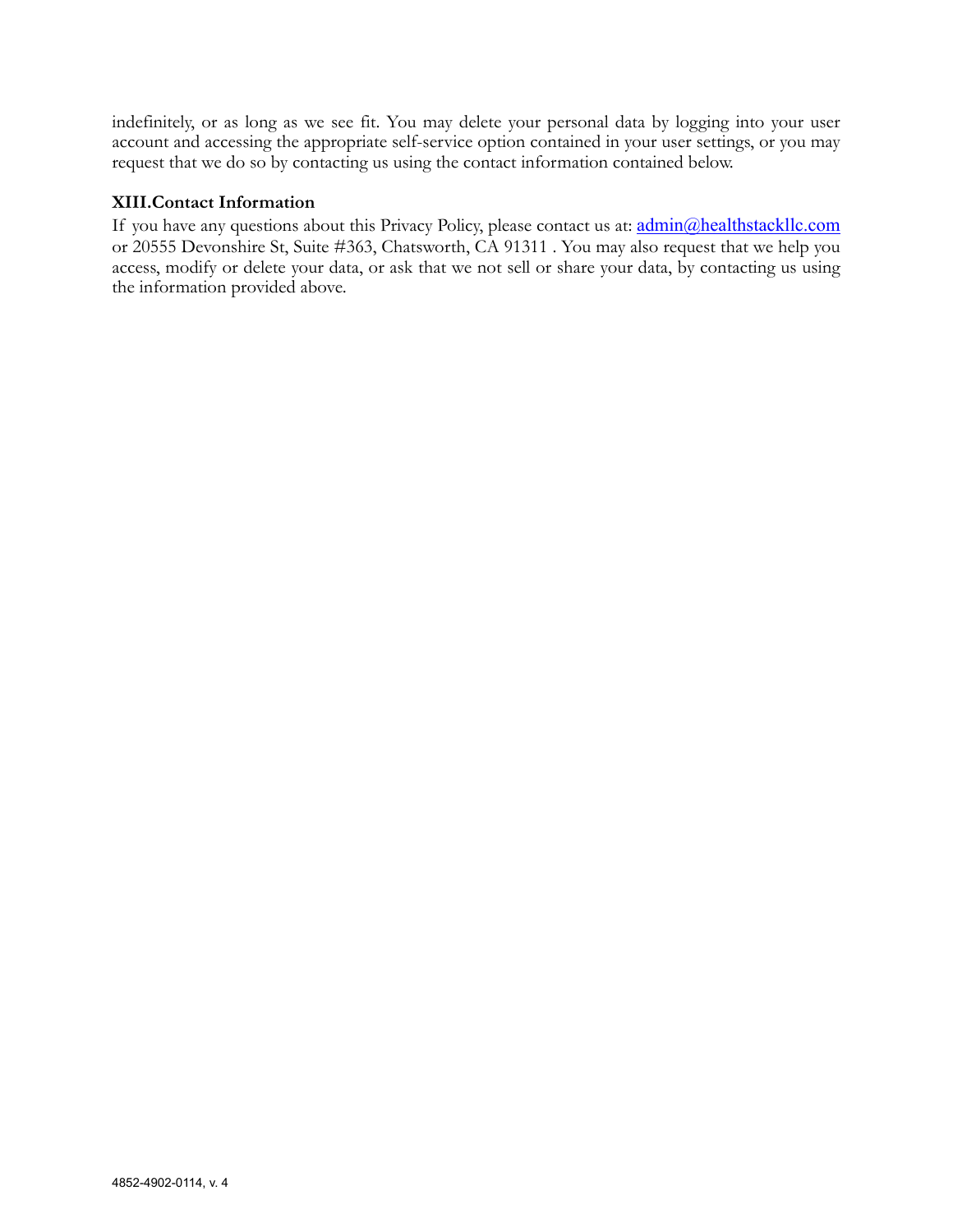indefinitely, or as long as we see fit. You may delete your personal data by logging into your user account and accessing the appropriate self-service option contained in your user settings, or you may request that we do so by contacting us using the contact information contained below.

**XIII.Contact Information**

If you have any questions about this Privacy Policy, please contact us at: admin@healthstackllc.com or 20555 Devonshire St, Suite #363, Chatsworth, CA 91311 . You may also request that we help you access, modify or delete your data, or ask that we not sell or share your data, by contacting us using the information provided above.